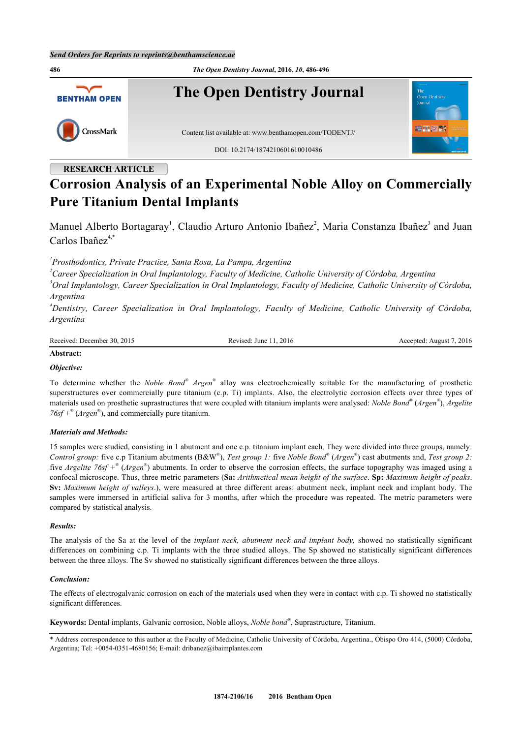RESEARCH ARTICLE

# Corrosion Analysis of an Experimental Noble Alloy on Commercially Pure Titanium Dental Implants

Manuel Alberto Bortagaray[1], Claudio Arturo Antonio Ibañez[2], Maria Constanza Ibañez[3] and Juan Carlos Ibañez[4,*]

[1]*Prosthodontics, Private Practice, Santa Rosa, La Pampa, Argentina*

[2]*Career Specialization in Oral Implantology, Faculty of Medicine, Catholic University of Córdoba, Argentina*

[3]*Oral Implantology, Career Specialization in Oral Implantology, Faculty of Medicine, Catholic University of Córdoba, Argentina*

[4]*Dentistry, Career Specialization in Oral Implantology, Faculty of Medicine, Catholic University of Córdoba, Argentina*

Received: December 30, 2015    Revised: June 11, 2016    Accepted: August 7, 2016

**Abstract:**

***Objective:***

To determine whether the *Noble Bond® Argen®* alloy was electrochemically suitable for the manufacturing of prosthetic superstructures over commercially pure titanium (c.p. Ti) implants. Also, the electrolytic corrosion effects over three types of materials used on prosthetic suprastructures that were coupled with titanium implants were analysed: *Noble Bond®* (*Argen®*), *Argelite 76sf +®* (*Argen®*), and commercially pure titanium.

***Materials and Methods:***

15 samples were studied, consisting in 1 abutment and one c.p. titanium implant each. They were divided into three groups, namely: *Control group:* five c.p Titanium abutments (B&W®), *Test group 1:* five *Noble Bond®* (*Argen®*) cast abutments and, *Test group 2:* five *Argelite 76sf +®* (*Argen®*) abutments. In order to observe the corrosion effects, the surface topography was imaged using a confocal microscope. Thus, three metric parameters (**Sa:** *Arithmetical mean height of the surface*. **Sp:** *Maximum height of peaks*. **Sv:** *Maximum height of valleys*.), were measured at three different areas: abutment neck, implant neck and implant body. The samples were immersed in artificial saliva for 3 months, after which the procedure was repeated. The metric parameters were compared by statistical analysis.

***Results:***

The analysis of the Sa at the level of the *implant neck, abutment neck and implant body,* showed no statistically significant differences on combining c.p. Ti implants with the three studied alloys. The Sp showed no statistically significant differences between the three alloys. The Sv showed no statistically significant differences between the three alloys.

***Conclusion:***

The effects of electrogalvanic corrosion on each of the materials used when they were in contact with c.p. Ti showed no statistically significant differences.

**Keywords:** Dental implants, Galvanic corrosion, Noble alloys, *Noble bond®*, Suprastructure, Titanium.

\* Address correspondence to this author at the Faculty of Medicine, Catholic University of Córdoba, Argentina., Obispo Oro 414, (5000) Córdoba, Argentina; Tel: +0054-0351-4680156; E-mail: dribanez@ibaimplantes.com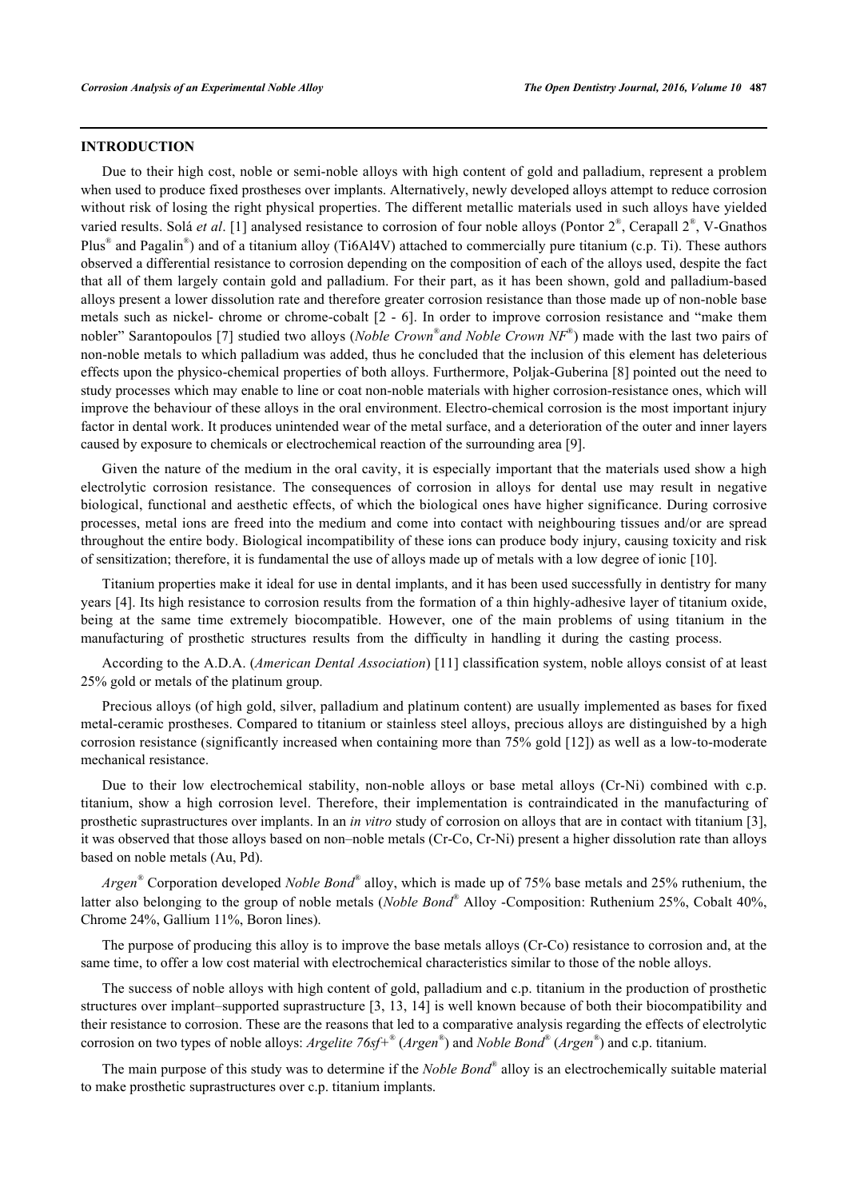## INTRODUCTION

Due to their high cost, noble or semi-noble alloys with high content of gold and palladium, represent a problem when used to produce fixed prostheses over implants. Alternatively, newly developed alloys attempt to reduce corrosion without risk of losing the right physical properties. The different metallic materials used in such alloys have yielded varied results. Solá *et al*. [1] analysed resistance to corrosion of four noble alloys (Pontor 2®, Cerapall 2®, V-Gnathos Plus® and Pagalin®) and of a titanium alloy (Ti6Al4V) attached to commercially pure titanium (c.p. Ti). These authors observed a differential resistance to corrosion depending on the composition of each of the alloys used, despite the fact that all of them largely contain gold and palladium. For their part, as it has been shown, gold and palladium-based alloys present a lower dissolution rate and therefore greater corrosion resistance than those made up of non-noble base metals such as nickel- chrome or chrome-cobalt [2 - 6]. In order to improve corrosion resistance and "make them nobler" Sarantopoulos [7] studied two alloys (*Noble Crown®and Noble Crown NF®*) made with the last two pairs of non-noble metals to which palladium was added, thus he concluded that the inclusion of this element has deleterious effects upon the physico-chemical properties of both alloys. Furthermore, Poljak-Guberina [8] pointed out the need to study processes which may enable to line or coat non-noble materials with higher corrosion-resistance ones, which will improve the behaviour of these alloys in the oral environment. Electro-chemical corrosion is the most important injury factor in dental work. It produces unintended wear of the metal surface, and a deterioration of the outer and inner layers caused by exposure to chemicals or electrochemical reaction of the surrounding area [9].

Given the nature of the medium in the oral cavity, it is especially important that the materials used show a high electrolytic corrosion resistance. The consequences of corrosion in alloys for dental use may result in negative biological, functional and aesthetic effects, of which the biological ones have higher significance. During corrosive processes, metal ions are freed into the medium and come into contact with neighbouring tissues and/or are spread throughout the entire body. Biological incompatibility of these ions can produce body injury, causing toxicity and risk of sensitization; therefore, it is fundamental the use of alloys made up of metals with a low degree of ionic [10].

Titanium properties make it ideal for use in dental implants, and it has been used successfully in dentistry for many years [4]. Its high resistance to corrosion results from the formation of a thin highly-adhesive layer of titanium oxide, being at the same time extremely biocompatible. However, one of the main problems of using titanium in the manufacturing of prosthetic structures results from the difficulty in handling it during the casting process.

According to the A.D.A. (*American Dental Association*) [11] classification system, noble alloys consist of at least 25% gold or metals of the platinum group.

Precious alloys (of high gold, silver, palladium and platinum content) are usually implemented as bases for fixed metal-ceramic prostheses. Compared to titanium or stainless steel alloys, precious alloys are distinguished by a high corrosion resistance (significantly increased when containing more than 75% gold [12]) as well as a low-to-moderate mechanical resistance.

Due to their low electrochemical stability, non-noble alloys or base metal alloys (Cr-Ni) combined with c.p. titanium, show a high corrosion level. Therefore, their implementation is contraindicated in the manufacturing of prosthetic suprastructures over implants. In an *in vitro* study of corrosion on alloys that are in contact with titanium [3], it was observed that those alloys based on non–noble metals (Cr-Co, Cr-Ni) present a higher dissolution rate than alloys based on noble metals (Au, Pd).

*Argen®* Corporation developed *Noble Bond®* alloy, which is made up of 75% base metals and 25% ruthenium, the latter also belonging to the group of noble metals (*Noble Bond®* Alloy -Composition: Ruthenium 25%, Cobalt 40%, Chrome 24%, Gallium 11%, Boron lines).

The purpose of producing this alloy is to improve the base metals alloys (Cr-Co) resistance to corrosion and, at the same time, to offer a low cost material with electrochemical characteristics similar to those of the noble alloys.

The success of noble alloys with high content of gold, palladium and c.p. titanium in the production of prosthetic structures over implant–supported suprastructure [3, 13, 14] is well known because of both their biocompatibility and their resistance to corrosion. These are the reasons that led to a comparative analysis regarding the effects of electrolytic corrosion on two types of noble alloys: *Argelite 76sf+®* (*Argen®*) and *Noble Bond®* (*Argen®*) and c.p. titanium.

The main purpose of this study was to determine if the *Noble Bond®* alloy is an electrochemically suitable material to make prosthetic suprastructures over c.p. titanium implants.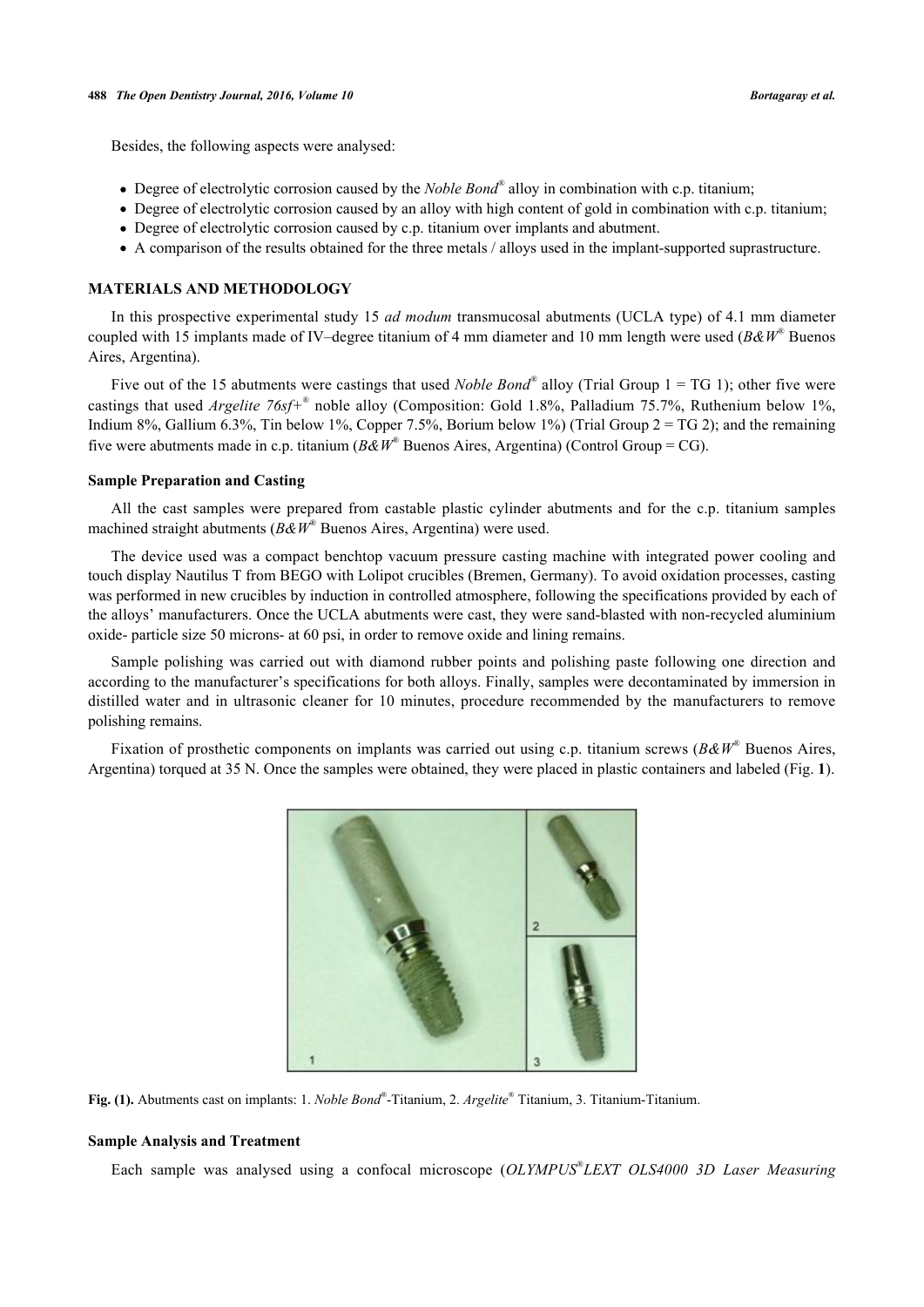Besides, the following aspects were analysed:

- Degree of electrolytic corrosion caused by the *Noble Bond*® alloy in combination with c.p. titanium;
- Degree of electrolytic corrosion caused by an alloy with high content of gold in combination with c.p. titanium;
- Degree of electrolytic corrosion caused by c.p. titanium over implants and abutment.
- A comparison of the results obtained for the three metals / alloys used in the implant-supported suprastructure.

## MATERIALS AND METHODOLOGY

In this prospective experimental study 15 *ad modum* transmucosal abutments (UCLA type) of 4.1 mm diameter coupled with 15 implants made of IV–degree titanium of 4 mm diameter and 10 mm length were used (*B&W*® Buenos Aires, Argentina).

Five out of the 15 abutments were castings that used *Noble Bond*® alloy (Trial Group 1 = TG 1); other five were castings that used *Argelite 76sf+*® noble alloy (Composition: Gold 1.8%, Palladium 75.7%, Ruthenium below 1%, Indium 8%, Gallium 6.3%, Tin below 1%, Copper 7.5%, Borium below 1%) (Trial Group 2 = TG 2); and the remaining five were abutments made in c.p. titanium (*B&W*® Buenos Aires, Argentina) (Control Group = CG).

### Sample Preparation and Casting

All the cast samples were prepared from castable plastic cylinder abutments and for the c.p. titanium samples machined straight abutments (*B&W*® Buenos Aires, Argentina) were used.

The device used was a compact benchtop vacuum pressure casting machine with integrated power cooling and touch display Nautilus T from BEGO with Lolipot crucibles (Bremen, Germany). To avoid oxidation processes, casting was performed in new crucibles by induction in controlled atmosphere, following the specifications provided by each of the alloys' manufacturers. Once the UCLA abutments were cast, they were sand-blasted with non-recycled aluminium oxide- particle size 50 microns- at 60 psi, in order to remove oxide and lining remains.

Sample polishing was carried out with diamond rubber points and polishing paste following one direction and according to the manufacturer's specifications for both alloys. Finally, samples were decontaminated by immersion in distilled water and in ultrasonic cleaner for 10 minutes, procedure recommended by the manufacturers to remove polishing remains.

Fixation of prosthetic components on implants was carried out using c.p. titanium screws (*B&W*® Buenos Aires, Argentina) torqued at 35 N. Once the samples were obtained, they were placed in plastic containers and labeled (Fig. **1**).

**Fig. (1).** Abutments cast on implants: 1. *Noble Bond*®-Titanium, 2. *Argelite*® Titanium, 3. Titanium-Titanium.

### Sample Analysis and Treatment

Each sample was analysed using a confocal microscope (*OLYMPUS*® *LEXT OLS4000 3D Laser Measuring*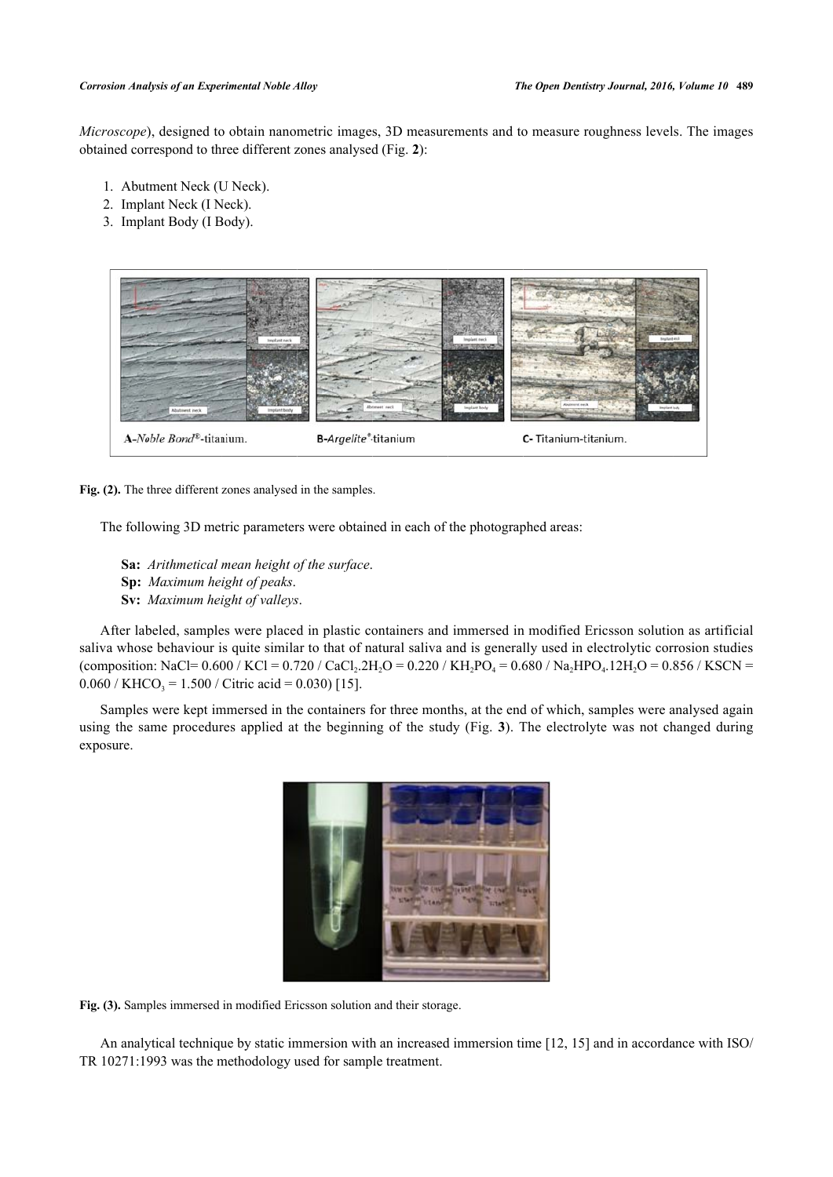*Microscope*), designed to obtain nanometric images, 3D measurements and to measure roughness levels. The images obtained correspond to three different zones analysed (Fig. **2**):

1. Abutment Neck (U Neck).
2. Implant Neck (I Neck).
3. Implant Body (I Body).

**Fig. (2).** The three different zones analysed in the samples.

The following 3D metric parameters were obtained in each of the photographed areas:

**Sa:** *Arithmetical mean height of the surface*.
**Sp:** *Maximum height of peaks*.
**Sv:** *Maximum height of valleys*.

After labeled, samples were placed in plastic containers and immersed in modified Ericsson solution as artificial saliva whose behaviour is quite similar to that of natural saliva and is generally used in electrolytic corrosion studies (composition: NaCl= 0.600 / KCl = 0.720 / $CaCl_2.2H_2O$ = 0.220 / $KH_2PO_4$ = 0.680 / $Na_2HPO_4.12H_2O$ = 0.856 / KSCN = 0.060 / $KHCO_3$ = 1.500 / Citric acid = 0.030) [15].

Samples were kept immersed in the containers for three months, at the end of which, samples were analysed again using the same procedures applied at the beginning of the study (Fig. **3**). The electrolyte was not changed during exposure.

**Fig. (3).** Samples immersed in modified Ericsson solution and their storage.

An analytical technique by static immersion with an increased immersion time [12, 15] and in accordance with ISO/ TR 10271:1993 was the methodology used for sample treatment.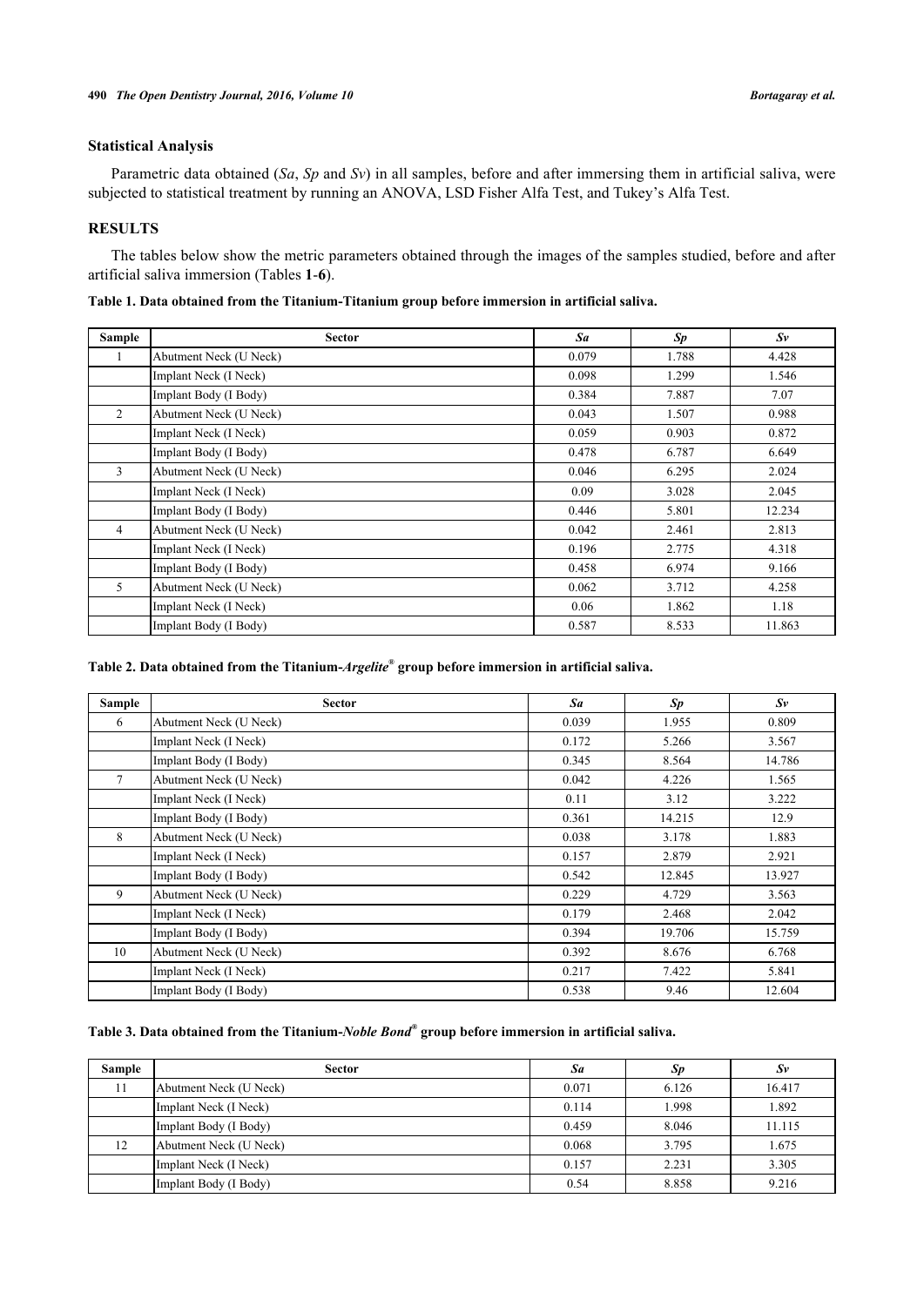### Statistical Analysis

Parametric data obtained (*Sa*, *Sp* and *Sv*) in all samples, before and after immersing them in artificial saliva, were subjected to statistical treatment by running an ANOVA, LSD Fisher Alfa Test, and Tukey's Alfa Test.

## RESULTS

The tables below show the metric parameters obtained through the images of the samples studied, before and after artificial saliva immersion (Tables **1**-**6**).

**Table 1. Data obtained from the Titanium-Titanium group before immersion in artificial saliva.**

| Sample | Sector | *Sa* | *Sp* | *Sv* |
|---|---|---|---|---|
| 1 | Abutment Neck (U Neck) | 0.079 | 1.788 | 4.428 |
| | Implant Neck (I Neck) | 0.098 | 1.299 | 1.546 |
| | Implant Body (I Body) | 0.384 | 7.887 | 7.07 |
| 2 | Abutment Neck (U Neck) | 0.043 | 1.507 | 0.988 |
| | Implant Neck (I Neck) | 0.059 | 0.903 | 0.872 |
| | Implant Body (I Body) | 0.478 | 6.787 | 6.649 |
| 3 | Abutment Neck (U Neck) | 0.046 | 6.295 | 2.024 |
| | Implant Neck (I Neck) | 0.09 | 3.028 | 2.045 |
| | Implant Body (I Body) | 0.446 | 5.801 | 12.234 |
| 4 | Abutment Neck (U Neck) | 0.042 | 2.461 | 2.813 |
| | Implant Neck (I Neck) | 0.196 | 2.775 | 4.318 |
| | Implant Body (I Body) | 0.458 | 6.974 | 9.166 |
| 5 | Abutment Neck (U Neck) | 0.062 | 3.712 | 4.258 |
| | Implant Neck (I Neck) | 0.06 | 1.862 | 1.18 |
| | Implant Body (I Body) | 0.587 | 8.533 | 11.863 |

**Table 2. Data obtained from the Titanium-*Argelite*® group before immersion in artificial saliva.**

| Sample | Sector | *Sa* | *Sp* | *Sv* |
|---|---|---|---|---|
| 6 | Abutment Neck (U Neck) | 0.039 | 1.955 | 0.809 |
| | Implant Neck (I Neck) | 0.172 | 5.266 | 3.567 |
| | Implant Body (I Body) | 0.345 | 8.564 | 14.786 |
| 7 | Abutment Neck (U Neck) | 0.042 | 4.226 | 1.565 |
| | Implant Neck (I Neck) | 0.11 | 3.12 | 3.222 |
| | Implant Body (I Body) | 0.361 | 14.215 | 12.9 |
| 8 | Abutment Neck (U Neck) | 0.038 | 3.178 | 1.883 |
| | Implant Neck (I Neck) | 0.157 | 2.879 | 2.921 |
| | Implant Body (I Body) | 0.542 | 12.845 | 13.927 |
| 9 | Abutment Neck (U Neck) | 0.229 | 4.729 | 3.563 |
| | Implant Neck (I Neck) | 0.179 | 2.468 | 2.042 |
| | Implant Body (I Body) | 0.394 | 19.706 | 15.759 |
| 10 | Abutment Neck (U Neck) | 0.392 | 8.676 | 6.768 |
| | Implant Neck (I Neck) | 0.217 | 7.422 | 5.841 |
| | Implant Body (I Body) | 0.538 | 9.46 | 12.604 |

**Table 3. Data obtained from the Titanium-*Noble Bond*® group before immersion in artificial saliva.**

| Sample | Sector | *Sa* | *Sp* | *Sv* |
|---|---|---|---|---|
| 11 | Abutment Neck (U Neck) | 0.071 | 6.126 | 16.417 |
| | Implant Neck (I Neck) | 0.114 | 1.998 | 1.892 |
| | Implant Body (I Body) | 0.459 | 8.046 | 11.115 |
| 12 | Abutment Neck (U Neck) | 0.068 | 3.795 | 1.675 |
| | Implant Neck (I Neck) | 0.157 | 2.231 | 3.305 |
| | Implant Body (I Body) | 0.54 | 8.858 | 9.216 |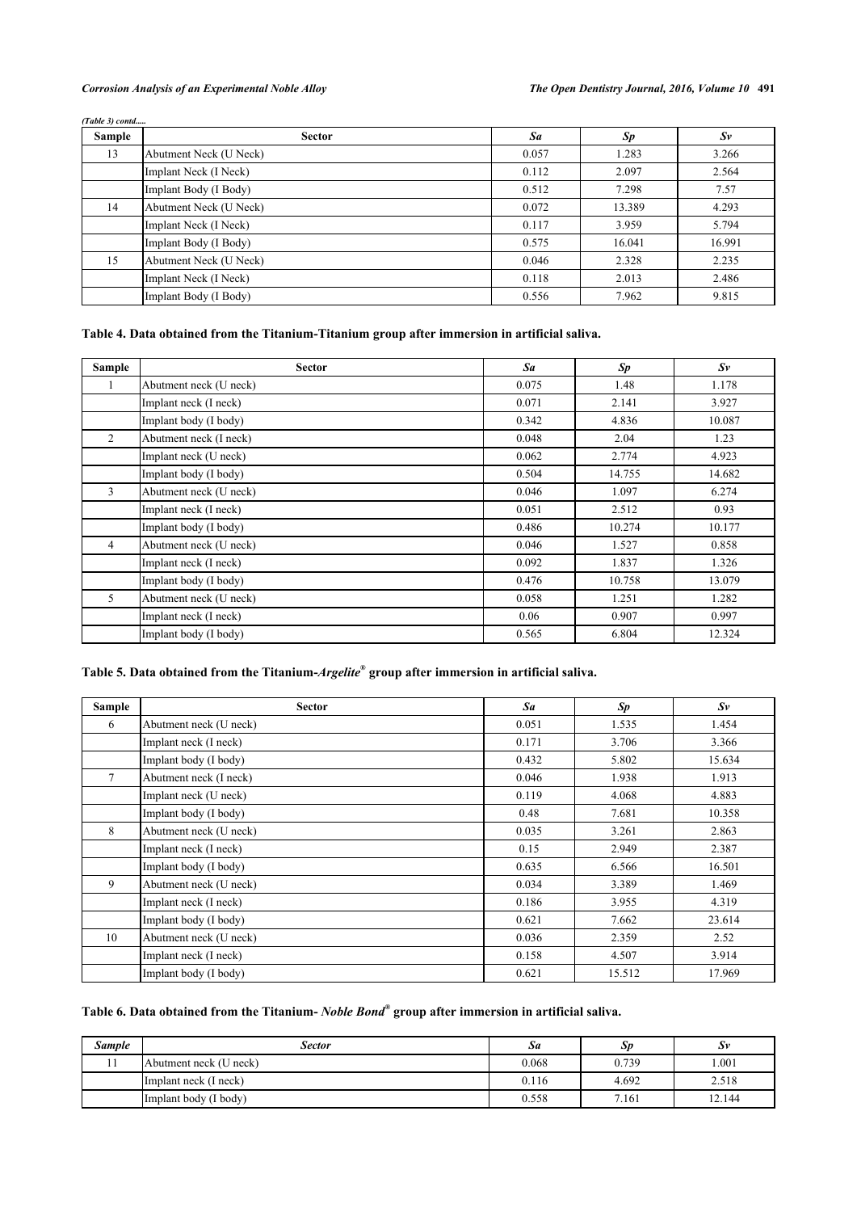*(Table 3) contd.....*

| Sample | Sector | *Sa* | *Sp* | *Sv* |
|---|---|---|---|---|
| 13 | Abutment Neck (U Neck) | 0.057 | 1.283 | 3.266 |
| | Implant Neck (I Neck) | 0.112 | 2.097 | 2.564 |
| | Implant Body (I Body) | 0.512 | 7.298 | 7.57 |
| 14 | Abutment Neck (U Neck) | 0.072 | 13.389 | 4.293 |
| | Implant Neck (I Neck) | 0.117 | 3.959 | 5.794 |
| | Implant Body (I Body) | 0.575 | 16.041 | 16.991 |
| 15 | Abutment Neck (U Neck) | 0.046 | 2.328 | 2.235 |
| | Implant Neck (I Neck) | 0.118 | 2.013 | 2.486 |
| | Implant Body (I Body) | 0.556 | 7.962 | 9.815 |

**Table 4. Data obtained from the Titanium-Titanium group after immersion in artificial saliva.**

| Sample | Sector | *Sa* | *Sp* | *Sv* |
|---|---|---|---|---|
| 1 | Abutment neck (U neck) | 0.075 | 1.48 | 1.178 |
| | Implant neck (I neck) | 0.071 | 2.141 | 3.927 |
| | Implant body (I body) | 0.342 | 4.836 | 10.087 |
| 2 | Abutment neck (I neck) | 0.048 | 2.04 | 1.23 |
| | Implant neck (U neck) | 0.062 | 2.774 | 4.923 |
| | Implant body (I body) | 0.504 | 14.755 | 14.682 |
| 3 | Abutment neck (U neck) | 0.046 | 1.097 | 6.274 |
| | Implant neck (I neck) | 0.051 | 2.512 | 0.93 |
| | Implant body (I body) | 0.486 | 10.274 | 10.177 |
| 4 | Abutment neck (U neck) | 0.046 | 1.527 | 0.858 |
| | Implant neck (I neck) | 0.092 | 1.837 | 1.326 |
| | Implant body (I body) | 0.476 | 10.758 | 13.079 |
| 5 | Abutment neck (U neck) | 0.058 | 1.251 | 1.282 |
| | Implant neck (I neck) | 0.06 | 0.907 | 0.997 |
| | Implant body (I body) | 0.565 | 6.804 | 12.324 |

**Table 5. Data obtained from the Titanium-*Argelite*® group after immersion in artificial saliva.**

| Sample | Sector | *Sa* | *Sp* | *Sv* |
|---|---|---|---|---|
| 6 | Abutment neck (U neck) | 0.051 | 1.535 | 1.454 |
| | Implant neck (I neck) | 0.171 | 3.706 | 3.366 |
| | Implant body (I body) | 0.432 | 5.802 | 15.634 |
| 7 | Abutment neck (I neck) | 0.046 | 1.938 | 1.913 |
| | Implant neck (U neck) | 0.119 | 4.068 | 4.883 |
| | Implant body (I body) | 0.48 | 7.681 | 10.358 |
| 8 | Abutment neck (U neck) | 0.035 | 3.261 | 2.863 |
| | Implant neck (I neck) | 0.15 | 2.949 | 2.387 |
| | Implant body (I body) | 0.635 | 6.566 | 16.501 |
| 9 | Abutment neck (U neck) | 0.034 | 3.389 | 1.469 |
| | Implant neck (I neck) | 0.186 | 3.955 | 4.319 |
| | Implant body (I body) | 0.621 | 7.662 | 23.614 |
| 10 | Abutment neck (U neck) | 0.036 | 2.359 | 2.52 |
| | Implant neck (I neck) | 0.158 | 4.507 | 3.914 |
| | Implant body (I body) | 0.621 | 15.512 | 17.969 |

**Table 6. Data obtained from the Titanium- *Noble Bond*® group after immersion in artificial saliva.**

| *Sample* | *Sector* | *Sa* | *Sp* | *Sv* |
|---|---|---|---|---|
| 11 | Abutment neck (U neck) | 0.068 | 0.739 | 1.001 |
| | Implant neck (I neck) | 0.116 | 4.692 | 2.518 |
| | Implant body (I body) | 0.558 | 7.161 | 12.144 |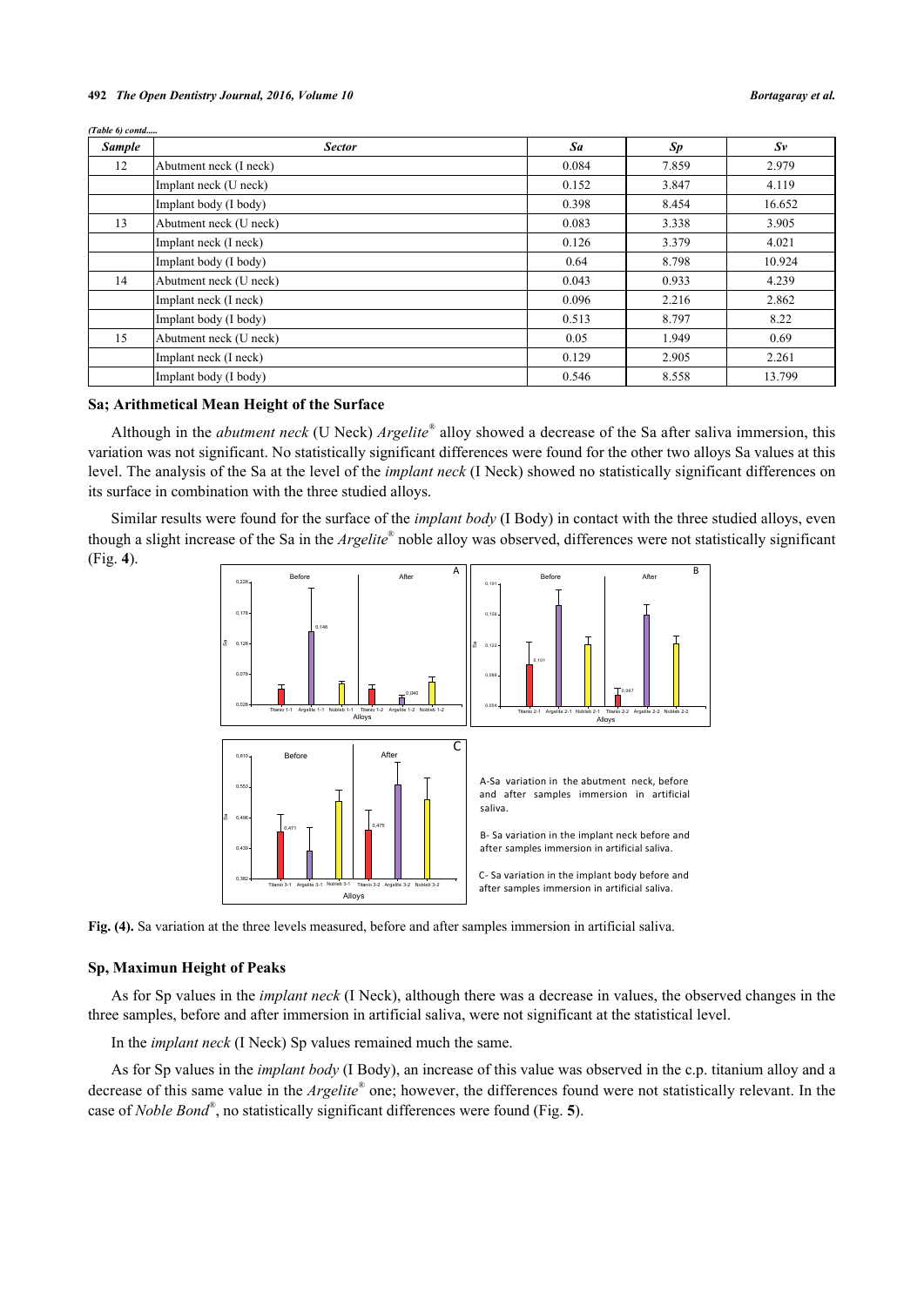*(Table 6) contd.....*

| *Sample* | *Sector* | *Sa* | *Sp* | *Sv* |
|---|---|---|---|---|
| 12 | Abutment neck (I neck) | 0.084 | 7.859 | 2.979 |
| | Implant neck (U neck) | 0.152 | 3.847 | 4.119 |
| | Implant body (I body) | 0.398 | 8.454 | 16.652 |
| 13 | Abutment neck (U neck) | 0.083 | 3.338 | 3.905 |
| | Implant neck (I neck) | 0.126 | 3.379 | 4.021 |
| | Implant body (I body) | 0.64 | 8.798 | 10.924 |
| 14 | Abutment neck (U neck) | 0.043 | 0.933 | 4.239 |
| | Implant neck (I neck) | 0.096 | 2.216 | 2.862 |
| | Implant body (I body) | 0.513 | 8.797 | 8.22 |
| 15 | Abutment neck (U neck) | 0.05 | 1.949 | 0.69 |
| | Implant neck (I neck) | 0.129 | 2.905 | 2.261 |
| | Implant body (I body) | 0.546 | 8.558 | 13.799 |

### Sa; Arithmetical Mean Height of the Surface

Although in the *abutment neck* (U Neck) *Argelite*® alloy showed a decrease of the Sa after saliva immersion, this variation was not significant. No statistically significant differences were found for the other two alloys Sa values at this level. The analysis of the Sa at the level of the *implant neck* (I Neck) showed no statistically significant differences on its surface in combination with the three studied alloys.

Similar results were found for the surface of the *implant body* (I Body) in contact with the three studied alloys, even though a slight increase of the Sa in the *Argelite*® noble alloy was observed, differences were not statistically significant (Fig. **4**).

A-Sa variation in the abutment neck, before and after samples immersion in artificial saliva.

B- Sa variation in the implant neck before and after samples immersion in artificial saliva.

C- Sa variation in the implant body before and after samples immersion in artificial saliva.

**Fig. (4).** Sa variation at the three levels measured, before and after samples immersion in artificial saliva.

### Sp, Maximun Height of Peaks

As for Sp values in the *implant neck* (I Neck), although there was a decrease in values, the observed changes in the three samples, before and after immersion in artificial saliva, were not significant at the statistical level.

In the *implant neck* (I Neck) Sp values remained much the same.

As for Sp values in the *implant body* (I Body), an increase of this value was observed in the c.p. titanium alloy and a decrease of this same value in the *Argelite*® one; however, the differences found were not statistically relevant. In the case of *Noble Bond*®, no statistically significant differences were found (Fig. **5**).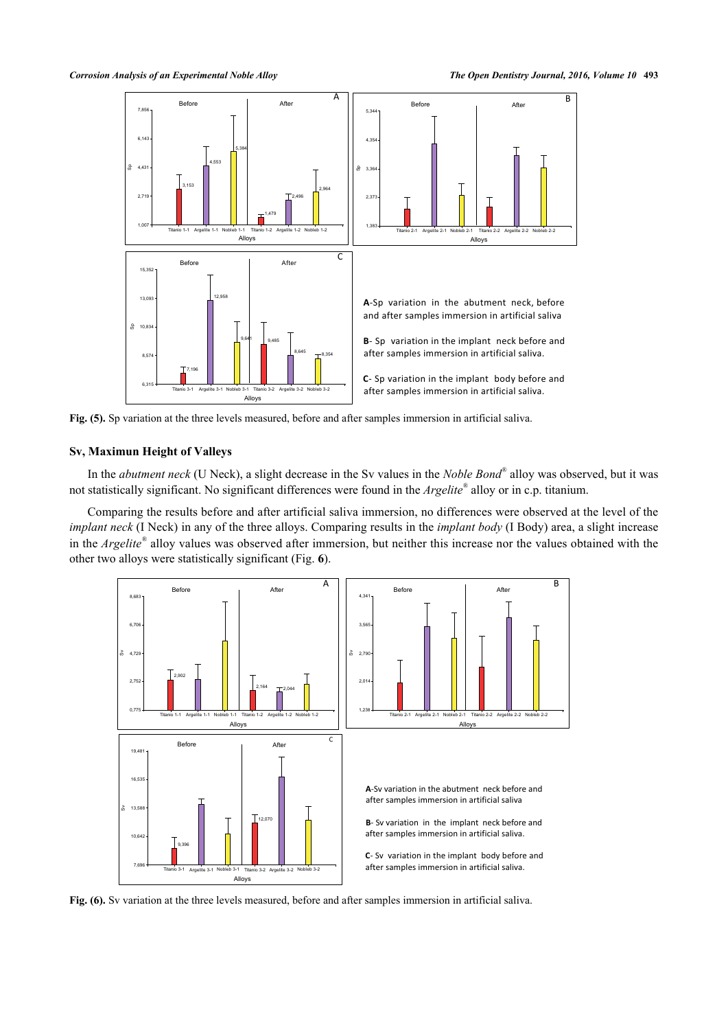A-Sp variation in the abutment neck, before and after samples immersion in artificial saliva

B- Sp variation in the implant neck before and after samples immersion in artificial saliva.

C- Sp variation in the implant body before and after samples immersion in artificial saliva.

**Fig. (5).** Sp variation at the three levels measured, before and after samples immersion in artificial saliva.

## Sv, Maximun Height of Valleys

In the *abutment neck* (U Neck), a slight decrease in the Sv values in the *Noble Bond*® alloy was observed, but it was not statistically significant. No significant differences were found in the *Argelite*® alloy or in c.p. titanium.

Comparing the results before and after artificial saliva immersion, no differences were observed at the level of the *implant neck* (I Neck) in any of the three alloys. Comparing results in the *implant body* (I Body) area, a slight increase in the *Argelite*® alloy values was observed after immersion, but neither this increase nor the values obtained with the other two alloys were statistically significant (Fig. **6**).

A-Sv variation in the abutment neck before and after samples immersion in artificial saliva

B- Sv variation in the implant neck before and after samples immersion in artificial saliva.

C- Sv variation in the implant body before and after samples immersion in artificial saliva.

**Fig. (6).** Sv variation at the three levels measured, before and after samples immersion in artificial saliva.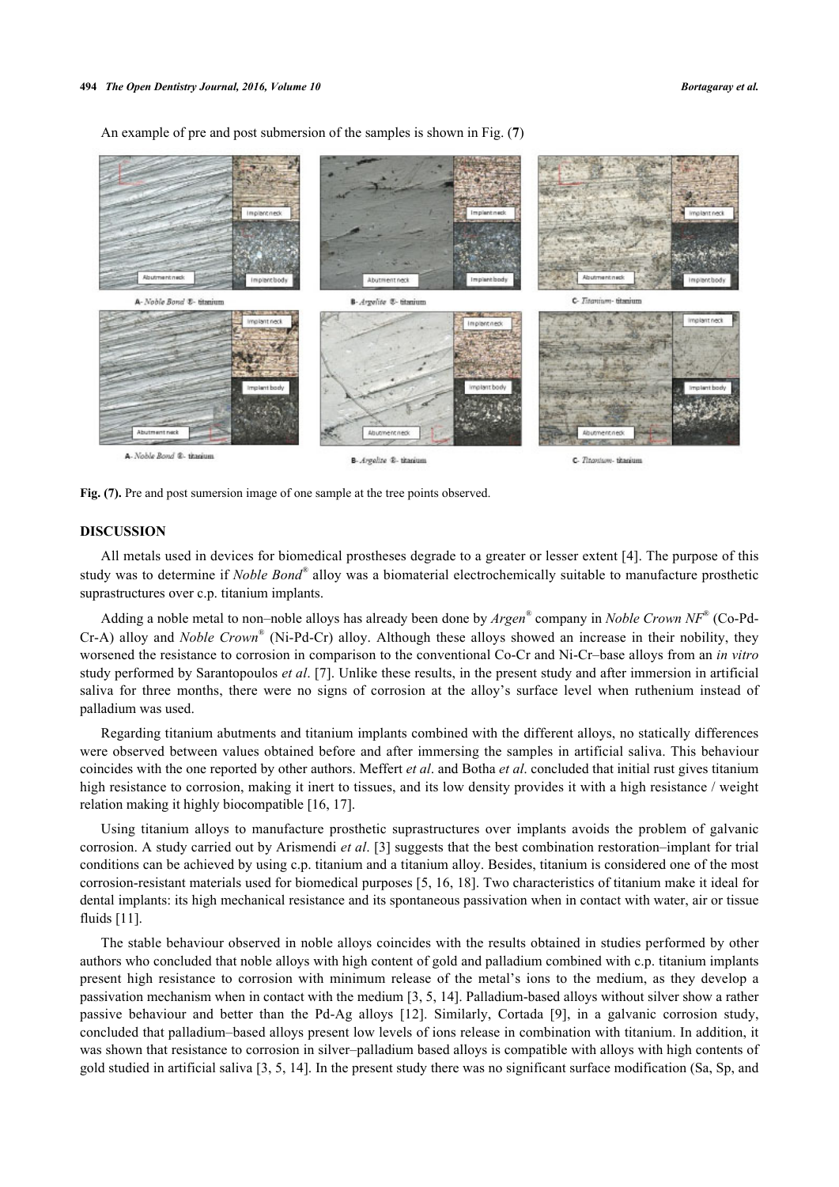An example of pre and post submersion of the samples is shown in Fig. (**7**)

**Fig. (7).** Pre and post sumersion image of one sample at the tree points observed.

## DISCUSSION

All metals used in devices for biomedical prostheses degrade to a greater or lesser extent [4]. The purpose of this study was to determine if *Noble Bond*® alloy was a biomaterial electrochemically suitable to manufacture prosthetic suprastructures over c.p. titanium implants.

Adding a noble metal to non–noble alloys has already been done by *Argen*® company in *Noble Crown NF*® (Co-Pd-Cr-A) alloy and *Noble Crown*® (Ni-Pd-Cr) alloy. Although these alloys showed an increase in their nobility, they worsened the resistance to corrosion in comparison to the conventional Co-Cr and Ni-Cr–base alloys from an *in vitro* study performed by Sarantopoulos *et al*. [7]. Unlike these results, in the present study and after immersion in artificial saliva for three months, there were no signs of corrosion at the alloy's surface level when ruthenium instead of palladium was used.

Regarding titanium abutments and titanium implants combined with the different alloys, no statically differences were observed between values obtained before and after immersing the samples in artificial saliva. This behaviour coincides with the one reported by other authors. Meffert *et al*. and Botha *et al*. concluded that initial rust gives titanium high resistance to corrosion, making it inert to tissues, and its low density provides it with a high resistance / weight relation making it highly biocompatible [16, 17].

Using titanium alloys to manufacture prosthetic suprastructures over implants avoids the problem of galvanic corrosion. A study carried out by Arismendi *et al*. [3] suggests that the best combination restoration–implant for trial conditions can be achieved by using c.p. titanium and a titanium alloy. Besides, titanium is considered one of the most corrosion-resistant materials used for biomedical purposes [5, 16, 18]. Two characteristics of titanium make it ideal for dental implants: its high mechanical resistance and its spontaneous passivation when in contact with water, air or tissue fluids [11].

The stable behaviour observed in noble alloys coincides with the results obtained in studies performed by other authors who concluded that noble alloys with high content of gold and palladium combined with c.p. titanium implants present high resistance to corrosion with minimum release of the metal's ions to the medium, as they develop a passivation mechanism when in contact with the medium [3, 5, 14]. Palladium-based alloys without silver show a rather passive behaviour and better than the Pd-Ag alloys [12]. Similarly, Cortada [9], in a galvanic corrosion study, concluded that palladium–based alloys present low levels of ions release in combination with titanium. In addition, it was shown that resistance to corrosion in silver–palladium based alloys is compatible with alloys with high contents of gold studied in artificial saliva [3, 5, 14]. In the present study there was no significant surface modification (Sa, Sp, and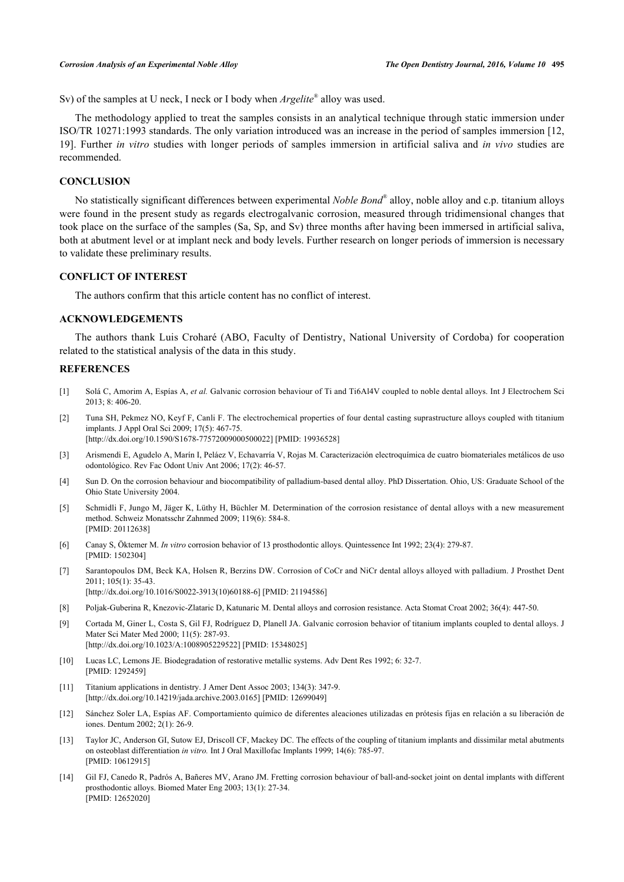Sv) of the samples at U neck, I neck or I body when *Argelite*® alloy was used.

The methodology applied to treat the samples consists in an analytical technique through static immersion under ISO/TR 10271:1993 standards. The only variation introduced was an increase in the period of samples immersion [12, 19]. Further *in vitro* studies with longer periods of samples immersion in artificial saliva and *in vivo* studies are recommended.

## CONCLUSION

No statistically significant differences between experimental *Noble Bond*® alloy, noble alloy and c.p. titanium alloys were found in the present study as regards electrogalvanic corrosion, measured through tridimensional changes that took place on the surface of the samples (Sa, Sp, and Sv) three months after having been immersed in artificial saliva, both at abutment level or at implant neck and body levels. Further research on longer periods of immersion is necessary to validate these preliminary results.

## CONFLICT OF INTEREST

The authors confirm that this article content has no conflict of interest.

## ACKNOWLEDGEMENTS

The authors thank Luis Croharé (ABO, Faculty of Dentistry, National University of Cordoba) for cooperation related to the statistical analysis of the data in this study.

## REFERENCES

[1] Solá C, Amorim A, Espías A, *et al.* Galvanic corrosion behaviour of Ti and Ti6Al4V coupled to noble dental alloys. Int J Electrochem Sci 2013; 8: 406-20.

[2] Tuna SH, Pekmez NO, Keyf F, Canli F. The electrochemical properties of four dental casting suprastructure alloys coupled with titanium implants. J Appl Oral Sci 2009; 17(5): 467-75. [http://dx.doi.org/10.1590/S1678-77572009000500022] [PMID: 19936528]

[3] Arismendi E, Agudelo A, Marín I, Peláez V, Echavarría V, Rojas M. Caracterización electroquímica de cuatro biomateriales metálicos de uso odontológico. Rev Fac Odont Univ Ant 2006; 17(2): 46-57.

[4] Sun D. On the corrosion behaviour and biocompatibility of palladium-based dental alloy. PhD Dissertation. Ohio, US: Graduate School of the Ohio State University 2004.

[5] Schmidli F, Jungo M, Jäger K, Lüthy H, Büchler M. Determination of the corrosion resistance of dental alloys with a new measurement method. Schweiz Monatsschr Zahnmed 2009; 119(6): 584-8. [PMID: 20112638]

[6] Canay S, Öktemer M. *In vitro* corrosion behavior of 13 prosthodontic alloys. Quintessence Int 1992; 23(4): 279-87. [PMID: 1502304]

[7] Sarantopoulos DM, Beck KA, Holsen R, Berzins DW. Corrosion of CoCr and NiCr dental alloys alloyed with palladium. J Prosthet Dent 2011; 105(1): 35-43. [http://dx.doi.org/10.1016/S0022-3913(10)60188-6] [PMID: 21194586]

[8] Poljak-Guberina R, Knezovic-Zlataric D, Katunaric M. Dental alloys and corrosion resistance. Acta Stomat Croat 2002; 36(4): 447-50.

[9] Cortada M, Giner L, Costa S, Gil FJ, Rodríguez D, Planell JA. Galvanic corrosion behavior of titanium implants coupled to dental alloys. J Mater Sci Mater Med 2000; 11(5): 287-93. [http://dx.doi.org/10.1023/A:1008905229522] [PMID: 15348025]

[10] Lucas LC, Lemons JE. Biodegradation of restorative metallic systems. Adv Dent Res 1992; 6: 32-7. [PMID: 1292459]

[11] Titanium applications in dentistry. J Amer Dent Assoc 2003; 134(3): 347-9. [http://dx.doi.org/10.14219/jada.archive.2003.0165] [PMID: 12699049]

[12] Sánchez Soler LA, Espías AF. Comportamiento químico de diferentes aleaciones utilizadas en prótesis fijas en relación a su liberación de iones. Dentum 2002; 2(1): 26-9.

[13] Taylor JC, Anderson GI, Sutow EJ, Driscoll CF, Mackey DC. The effects of the coupling of titanium implants and dissimilar metal abutments on osteoblast differentiation *in vitro.* Int J Oral Maxillofac Implants 1999; 14(6): 785-97. [PMID: 10612915]

[14] Gil FJ, Canedo R, Padrós A, Bañeres MV, Arano JM. Fretting corrosion behaviour of ball-and-socket joint on dental implants with different prosthodontic alloys. Biomed Mater Eng 2003; 13(1): 27-34. [PMID: 12652020]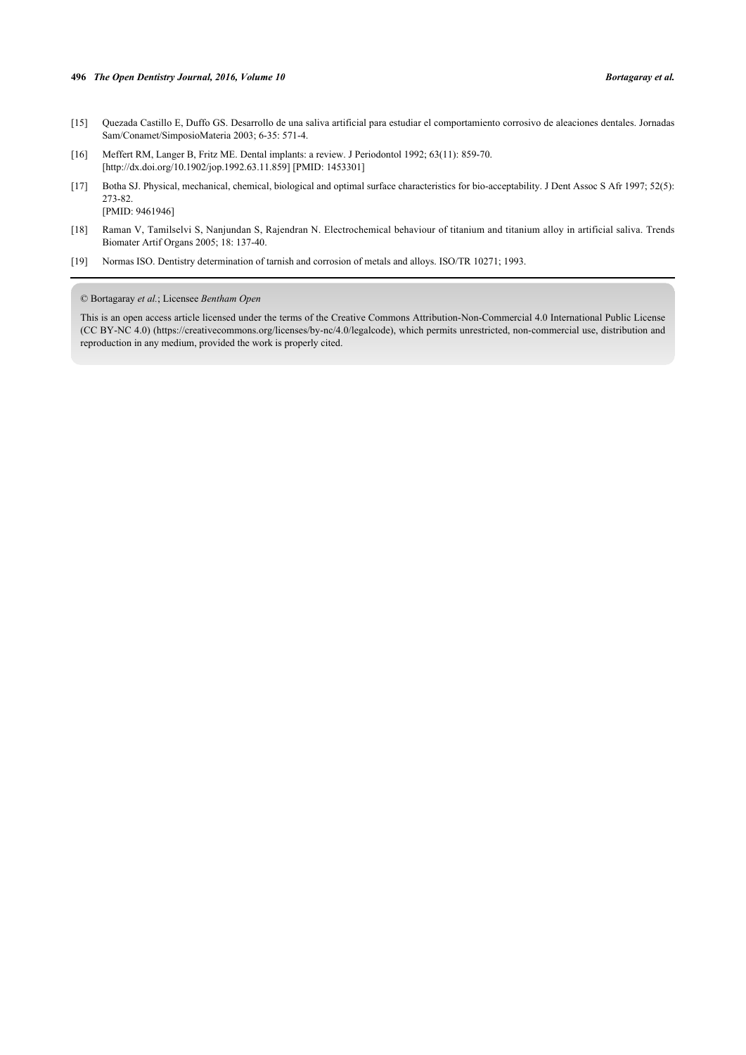[15] Quezada Castillo E, Duffo GS. Desarrollo de una saliva artificial para estudiar el comportamiento corrosivo de aleaciones dentales. Jornadas Sam/Conamet/SimposioMateria 2003; 6-35: 571-4.

[16] Meffert RM, Langer B, Fritz ME. Dental implants: a review. J Periodontol 1992; 63(11): 859-70. [http://dx.doi.org/10.1902/jop.1992.63.11.859] [PMID: 1453301]

[17] Botha SJ. Physical, mechanical, chemical, biological and optimal surface characteristics for bio-acceptability. J Dent Assoc S Afr 1997; 52(5): 273-82. [PMID: 9461946]

[18] Raman V, Tamilselvi S, Nanjundan S, Rajendran N. Electrochemical behaviour of titanium and titanium alloy in artificial saliva. Trends Biomater Artif Organs 2005; 18: 137-40.

[19] Normas ISO. Dentistry determination of tarnish and corrosion of metals and alloys. ISO/TR 10271; 1993.

© Bortagaray *et al.*; Licensee *Bentham Open*

This is an open access article licensed under the terms of the Creative Commons Attribution-Non-Commercial 4.0 International Public License (CC BY-NC 4.0) (https://creativecommons.org/licenses/by-nc/4.0/legalcode), which permits unrestricted, non-commercial use, distribution and reproduction in any medium, provided the work is properly cited.